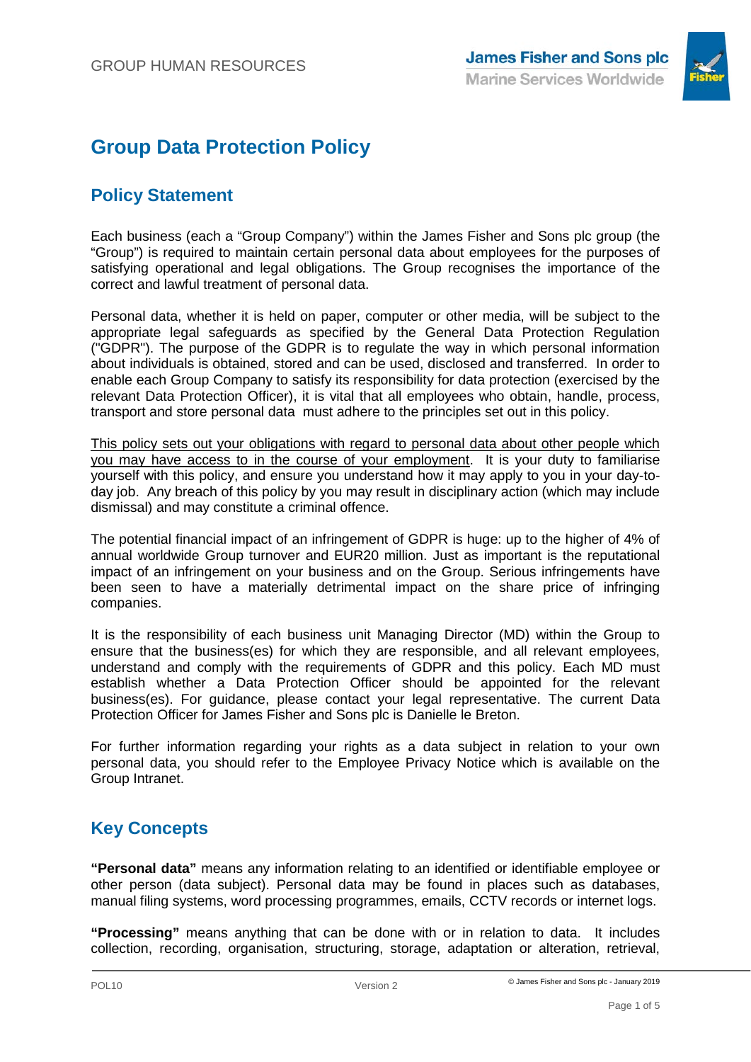# Group Data Protection Policy

## Policy Statement

Each business (each a "Group Company") within the James Fisher and Sons plc group (the "Group") is required to maintain certain personal data about employees for the purposes of satisfying operational and legal obligations. The Group recognises the importance of the correct and lawful treatment of personal data.

Personal data, whether it is held on paper, computer or other media, will be subject to the appropriate legal safeguards as specified by the General Data Protection Regulation ("GDPR"). The purpose of the GDPR is to regulate the way in which personal information about individuals is obtained, stored and can be used, disclosed and transferred. In order to enable each Group Company to satisfy its responsibility for data protection (exercised by the relevant Data Protection Officer), it is vital that all employees who obtain, handle, process, transport and store personal data must adhere to the principles set out in this policy.

<u>This policy sets out your obligations with regard to personal data about other people which you may have access to in the course of your employment</u>. It is your duty to familiarise yourself with this policy, and ensure you understand how it may apply to you in your day-to-day job. Any breach of this policy by you may result in disciplinary action (which may include dismissal) and may constitute a criminal offence.

The potential financial impact of an infringement of GDPR is huge: up to the higher of 4% of annual worldwide Group turnover and EUR20 million. Just as important is the reputational impact of an infringement on your business and on the Group. Serious infringements have been seen to have a materially detrimental impact on the share price of infringing companies.

It is the responsibility of each business unit Managing Director (MD) within the Group to ensure that the business(es) for which they are responsible, and all relevant employees, understand and comply with the requirements of GDPR and this policy. Each MD must establish whether a Data Protection Officer should be appointed for the relevant business(es). For guidance, please contact your legal representative. The current Data Protection Officer for James Fisher and Sons plc is Danielle le Breton.

For further information regarding your rights as a data subject in relation to your own personal data, you should refer to the Employee Privacy Notice which is available on the Group Intranet.

## Key Concepts

**"Personal data"** means any information relating to an identified or identifiable employee or other person (data subject). Personal data may be found in places such as databases, manual filing systems, word processing programmes, emails, CCTV records or internet logs.

**"Processing"** means anything that can be done with or in relation to data. It includes collection, recording, organisation, structuring, storage, adaptation or alteration, retrieval,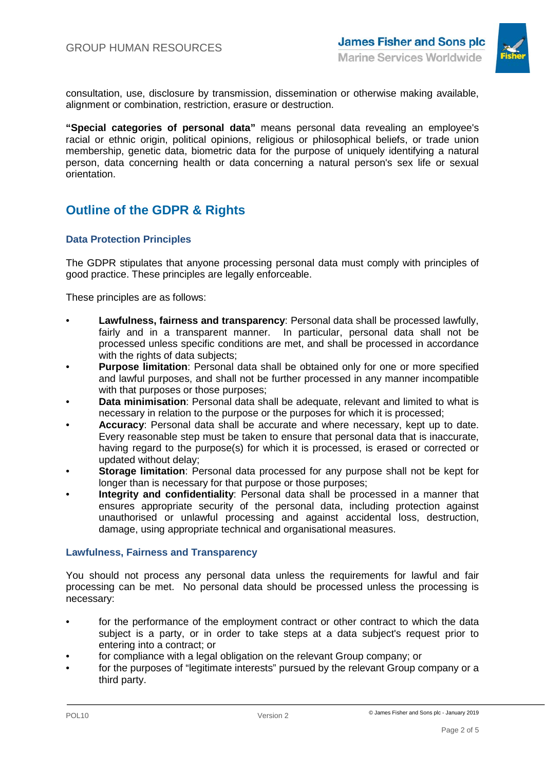consultation, use, disclosure by transmission, dissemination or otherwise making available, alignment or combination, restriction, erasure or destruction.

**"Special categories of personal data"** means personal data revealing an employee's racial or ethnic origin, political opinions, religious or philosophical beliefs, or trade union membership, genetic data, biometric data for the purpose of uniquely identifying a natural person, data concerning health or data concerning a natural person's sex life or sexual orientation.

## Outline of the GDPR & Rights

### Data Protection Principles

The GDPR stipulates that anyone processing personal data must comply with principles of good practice. These principles are legally enforceable.

These principles are as follows:

- **Lawfulness, fairness and transparency**: Personal data shall be processed lawfully, fairly and in a transparent manner. In particular, personal data shall not be processed unless specific conditions are met, and shall be processed in accordance with the rights of data subjects;
- **Purpose limitation**: Personal data shall be obtained only for one or more specified and lawful purposes, and shall not be further processed in any manner incompatible with that purposes or those purposes;
- **Data minimisation**: Personal data shall be adequate, relevant and limited to what is necessary in relation to the purpose or the purposes for which it is processed;
- **Accuracy**: Personal data shall be accurate and where necessary, kept up to date. Every reasonable step must be taken to ensure that personal data that is inaccurate, having regard to the purpose(s) for which it is processed, is erased or corrected or updated without delay;
- **Storage limitation**: Personal data processed for any purpose shall not be kept for longer than is necessary for that purpose or those purposes;
- **Integrity and confidentiality**: Personal data shall be processed in a manner that ensures appropriate security of the personal data, including protection against unauthorised or unlawful processing and against accidental loss, destruction, damage, using appropriate technical and organisational measures.

### Lawfulness, Fairness and Transparency

You should not process any personal data unless the requirements for lawful and fair processing can be met. No personal data should be processed unless the processing is necessary:

- for the performance of the employment contract or other contract to which the data subject is a party, or in order to take steps at a data subject's request prior to entering into a contract; or
- for compliance with a legal obligation on the relevant Group company; or
- for the purposes of "legitimate interests" pursued by the relevant Group company or a third party.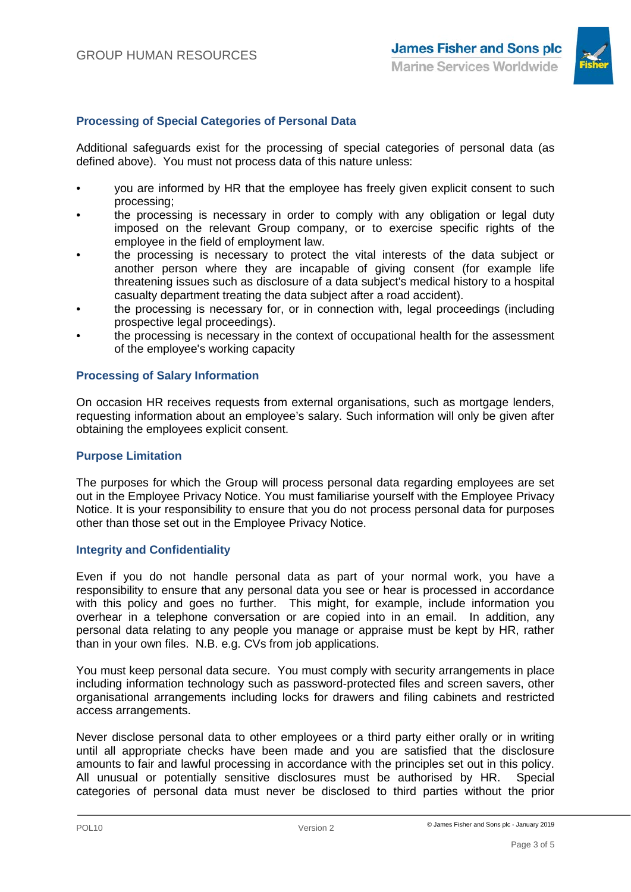### Processing of Special Categories of Personal Data

Additional safeguards exist for the processing of special categories of personal data (as defined above). You must not process data of this nature unless:

- you are informed by HR that the employee has freely given explicit consent to such processing;
- the processing is necessary in order to comply with any obligation or legal duty imposed on the relevant Group company, or to exercise specific rights of the employee in the field of employment law.
- the processing is necessary to protect the vital interests of the data subject or another person where they are incapable of giving consent (for example life threatening issues such as disclosure of a data subject's medical history to a hospital casualty department treating the data subject after a road accident).
- the processing is necessary for, or in connection with, legal proceedings (including prospective legal proceedings).
- the processing is necessary in the context of occupational health for the assessment of the employee's working capacity

### Processing of Salary Information

On occasion HR receives requests from external organisations, such as mortgage lenders, requesting information about an employee's salary. Such information will only be given after obtaining the employees explicit consent.

### Purpose Limitation

The purposes for which the Group will process personal data regarding employees are set out in the Employee Privacy Notice. You must familiarise yourself with the Employee Privacy Notice. It is your responsibility to ensure that you do not process personal data for purposes other than those set out in the Employee Privacy Notice.

### Integrity and Confidentiality

Even if you do not handle personal data as part of your normal work, you have a responsibility to ensure that any personal data you see or hear is processed in accordance with this policy and goes no further. This might, for example, include information you overhear in a telephone conversation or are copied into in an email. In addition, any personal data relating to any people you manage or appraise must be kept by HR, rather than in your own files. N.B. e.g. CVs from job applications.

You must keep personal data secure. You must comply with security arrangements in place including information technology such as password-protected files and screen savers, other organisational arrangements including locks for drawers and filing cabinets and restricted access arrangements.

Never disclose personal data to other employees or a third party either orally or in writing until all appropriate checks have been made and you are satisfied that the disclosure amounts to fair and lawful processing in accordance with the principles set out in this policy. All unusual or potentially sensitive disclosures must be authorised by HR. Special categories of personal data must never be disclosed to third parties without the prior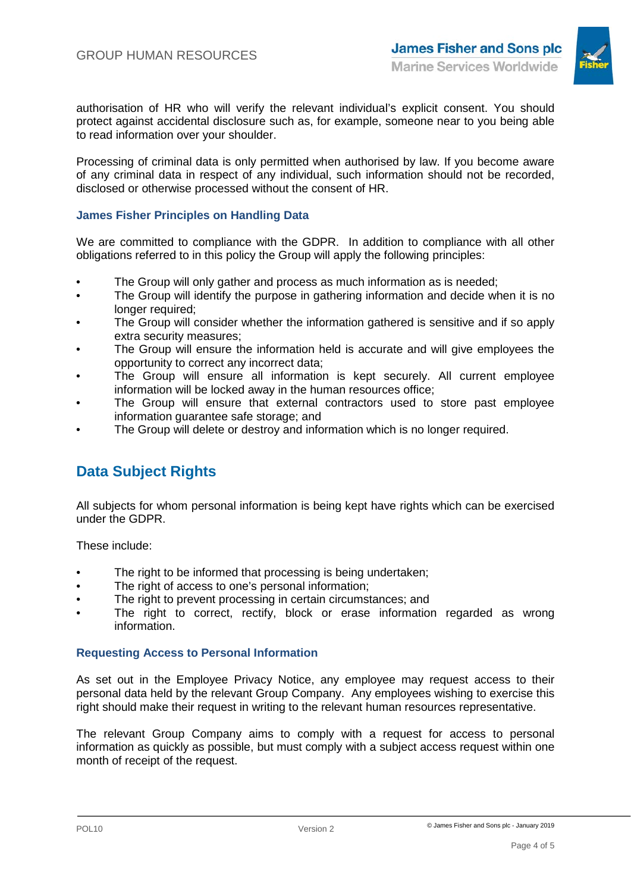authorisation of HR who will verify the relevant individual's explicit consent. You should protect against accidental disclosure such as, for example, someone near to you being able to read information over your shoulder.

Processing of criminal data is only permitted when authorised by law. If you become aware of any criminal data in respect of any individual, such information should not be recorded, disclosed or otherwise processed without the consent of HR.

### James Fisher Principles on Handling Data

We are committed to compliance with the GDPR. In addition to compliance with all other obligations referred to in this policy the Group will apply the following principles:

- The Group will only gather and process as much information as is needed;
- The Group will identify the purpose in gathering information and decide when it is no longer required;
- The Group will consider whether the information gathered is sensitive and if so apply extra security measures;
- The Group will ensure the information held is accurate and will give employees the opportunity to correct any incorrect data;
- The Group will ensure all information is kept securely. All current employee information will be locked away in the human resources office;
- The Group will ensure that external contractors used to store past employee information guarantee safe storage; and
- The Group will delete or destroy and information which is no longer required.

## Data Subject Rights

All subjects for whom personal information is being kept have rights which can be exercised under the GDPR.

These include:

- The right to be informed that processing is being undertaken;
- The right of access to one's personal information;
- The right to prevent processing in certain circumstances; and
- The right to correct, rectify, block or erase information regarded as wrong information.

### Requesting Access to Personal Information

As set out in the Employee Privacy Notice, any employee may request access to their personal data held by the relevant Group Company. Any employees wishing to exercise this right should make their request in writing to the relevant human resources representative.

The relevant Group Company aims to comply with a request for access to personal information as quickly as possible, but must comply with a subject access request within one month of receipt of the request.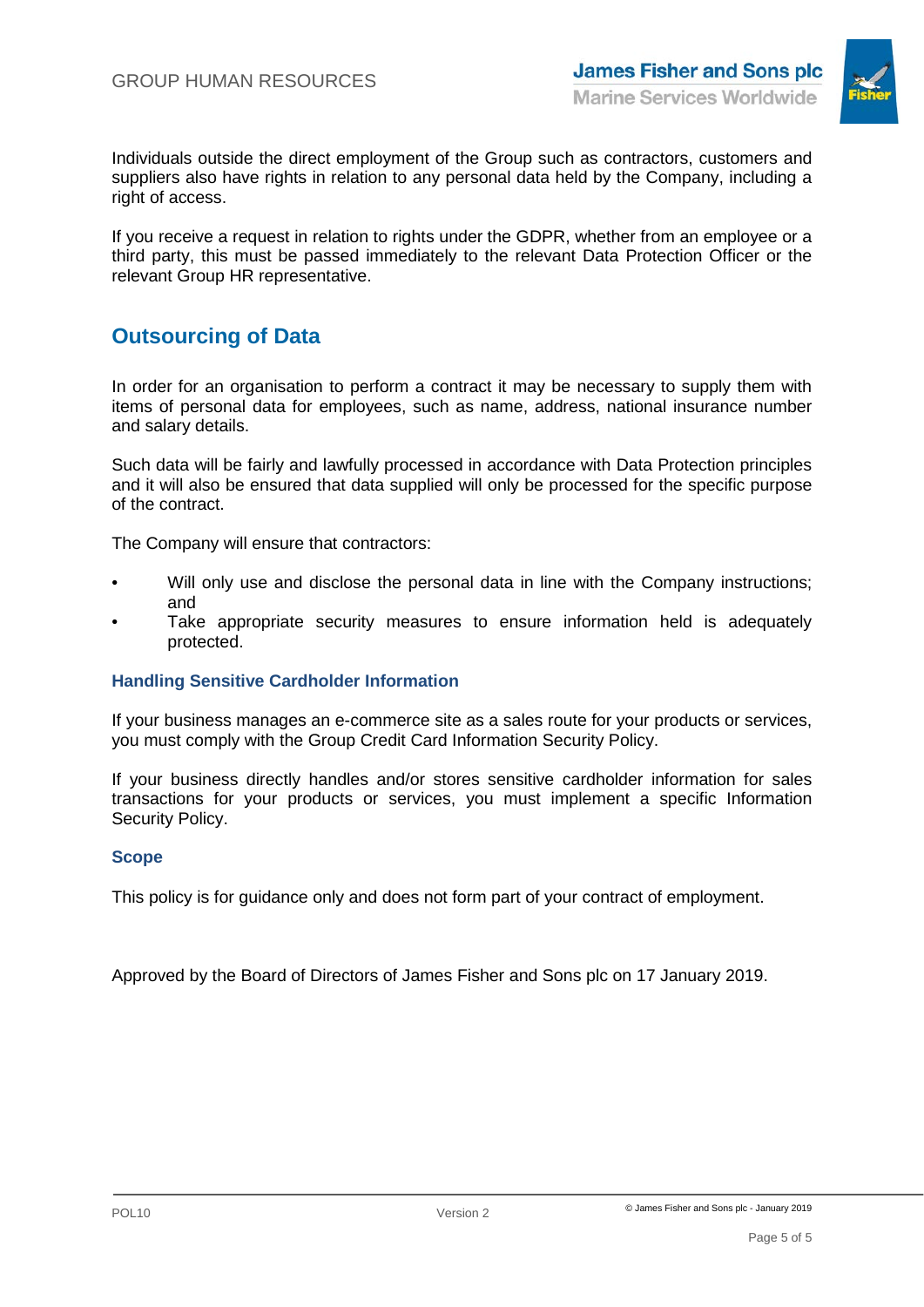Individuals outside the direct employment of the Group such as contractors, customers and suppliers also have rights in relation to any personal data held by the Company, including a right of access.

If you receive a request in relation to rights under the GDPR, whether from an employee or a third party, this must be passed immediately to the relevant Data Protection Officer or the relevant Group HR representative.

## Outsourcing of Data

In order for an organisation to perform a contract it may be necessary to supply them with items of personal data for employees, such as name, address, national insurance number and salary details.

Such data will be fairly and lawfully processed in accordance with Data Protection principles and it will also be ensured that data supplied will only be processed for the specific purpose of the contract.

The Company will ensure that contractors:

- Will only use and disclose the personal data in line with the Company instructions; and
- Take appropriate security measures to ensure information held is adequately protected.

### Handling Sensitive Cardholder Information

If your business manages an e-commerce site as a sales route for your products or services, you must comply with the Group Credit Card Information Security Policy.

If your business directly handles and/or stores sensitive cardholder information for sales transactions for your products or services, you must implement a specific Information Security Policy.

### Scope

This policy is for guidance only and does not form part of your contract of employment.

Approved by the Board of Directors of James Fisher and Sons plc on 17 January 2019.